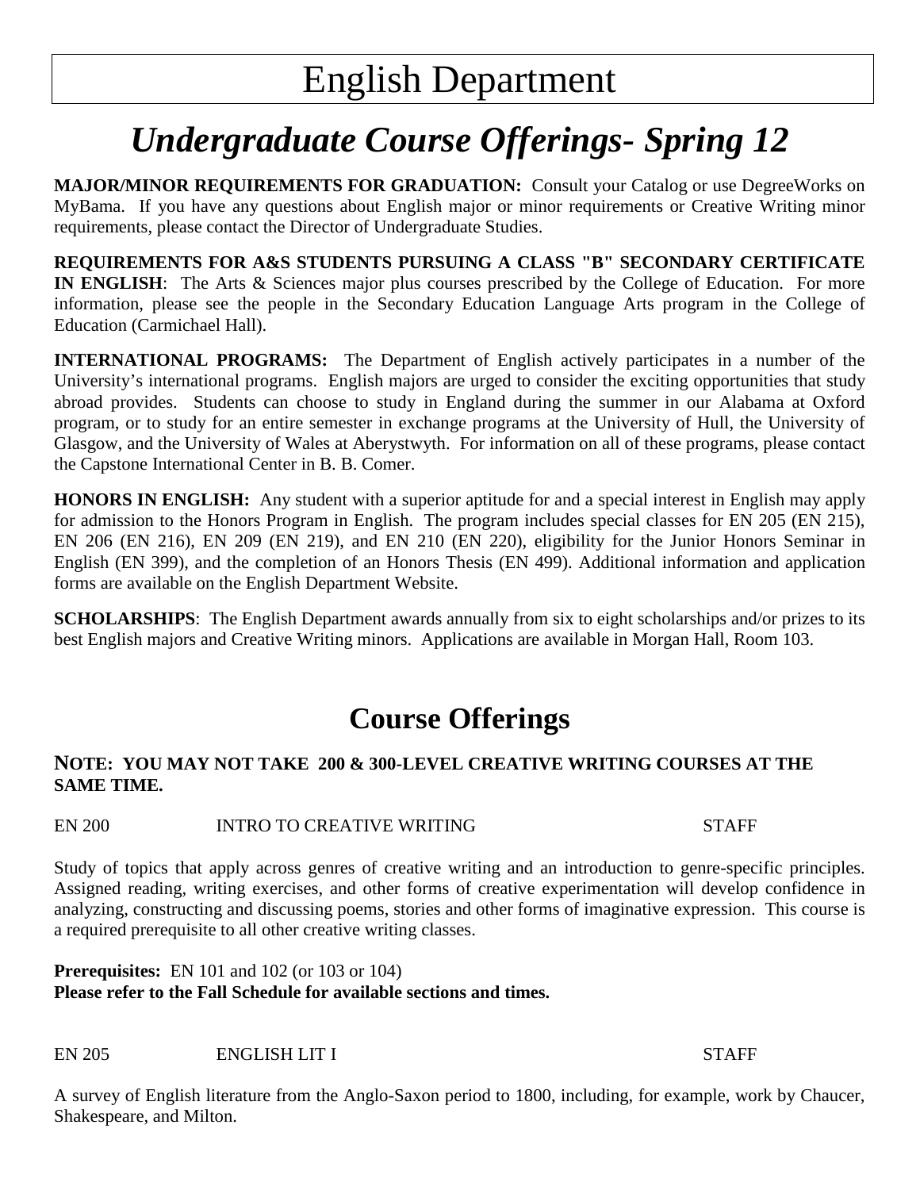# English Department

## *Undergraduate Course Offerings- Spring 12*

**MAJOR/MINOR REQUIREMENTS FOR GRADUATION:** Consult your Catalog or use DegreeWorks on MyBama. If you have any questions about English major or minor requirements or Creative Writing minor requirements, please contact the Director of Undergraduate Studies.

**REQUIREMENTS FOR A&S STUDENTS PURSUING A CLASS "B" SECONDARY CERTIFICATE IN ENGLISH**: The Arts & Sciences major plus courses prescribed by the College of Education. For more information, please see the people in the Secondary Education Language Arts program in the College of Education (Carmichael Hall).

**INTERNATIONAL PROGRAMS:** The Department of English actively participates in a number of the University's international programs. English majors are urged to consider the exciting opportunities that study abroad provides. Students can choose to study in England during the summer in our Alabama at Oxford program, or to study for an entire semester in exchange programs at the University of Hull, the University of Glasgow, and the University of Wales at Aberystwyth. For information on all of these programs, please contact the Capstone International Center in B. B. Comer.

**HONORS IN ENGLISH:** Any student with a superior aptitude for and a special interest in English may apply for admission to the Honors Program in English. The program includes special classes for EN 205 (EN 215), EN 206 (EN 216), EN 209 (EN 219), and EN 210 (EN 220), eligibility for the Junior Honors Seminar in English (EN 399), and the completion of an Honors Thesis (EN 499). Additional information and application forms are available on the English Department Website.

**SCHOLARSHIPS**: The English Department awards annually from six to eight scholarships and/or prizes to its best English majors and Creative Writing minors. Applications are available in Morgan Hall, Room 103.

## Course Offerings

**NOTE: YOU MAY NOT TAKE 200 & 300-LEVEL CREATIVE WRITING COURSES AT THE SAME TIME.**

EN 200 INTRO TO CREATIVE WRITING STAFF

Study of topics that apply across genres of creative writing and an introduction to genre-specific principles. Assigned reading, writing exercises, and other forms of creative experimentation will develop confidence in analyzing, constructing and discussing poems, stories and other forms of imaginative expression. This course is a required prerequisite to all other creative writing classes.

**Prerequisites:** EN 101 and 102 (or 103 or 104)
**Please refer to the Fall Schedule for available sections and times.**

EN 205 ENGLISH LIT I STAFF

A survey of English literature from the Anglo-Saxon period to 1800, including, for example, work by Chaucer, Shakespeare, and Milton.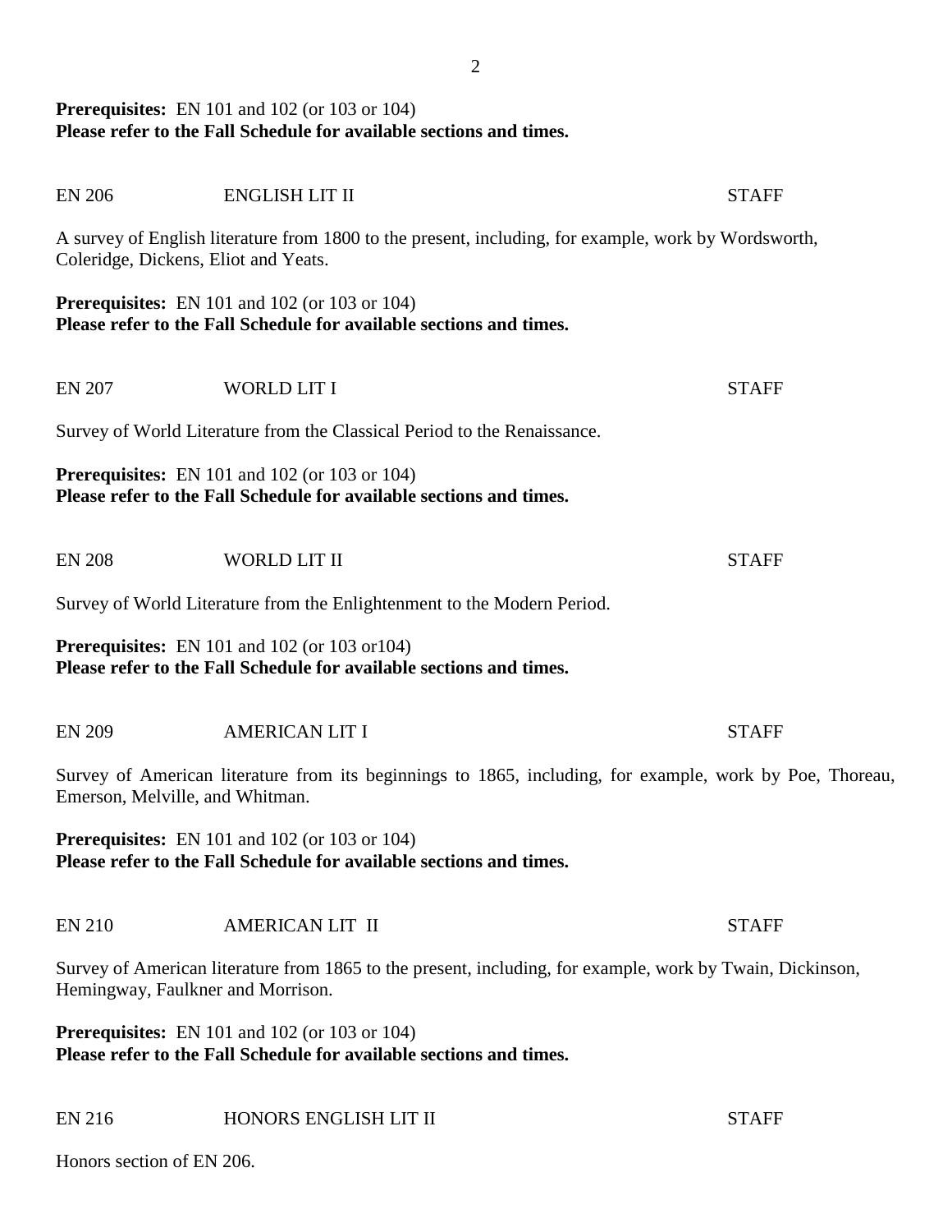**Prerequisites:** EN 101 and 102 (or 103 or 104)
**Please refer to the Fall Schedule for available sections and times.**

EN 206 ENGLISH LIT II STAFF

A survey of English literature from 1800 to the present, including, for example, work by Wordsworth, Coleridge, Dickens, Eliot and Yeats.

**Prerequisites:** EN 101 and 102 (or 103 or 104)
**Please refer to the Fall Schedule for available sections and times.**

EN 207 WORLD LIT I STAFF

Survey of World Literature from the Classical Period to the Renaissance.

**Prerequisites:** EN 101 and 102 (or 103 or 104)
**Please refer to the Fall Schedule for available sections and times.**

EN 208 WORLD LIT II STAFF

Survey of World Literature from the Enlightenment to the Modern Period.

**Prerequisites:** EN 101 and 102 (or 103 or104)
**Please refer to the Fall Schedule for available sections and times.**

EN 209 AMERICAN LIT I STAFF

Survey of American literature from its beginnings to 1865, including, for example, work by Poe, Thoreau, Emerson, Melville, and Whitman.

**Prerequisites:** EN 101 and 102 (or 103 or 104)
**Please refer to the Fall Schedule for available sections and times.**

EN 210 AMERICAN LIT II STAFF

Survey of American literature from 1865 to the present, including, for example, work by Twain, Dickinson, Hemingway, Faulkner and Morrison.

**Prerequisites:** EN 101 and 102 (or 103 or 104)
**Please refer to the Fall Schedule for available sections and times.**

EN 216 HONORS ENGLISH LIT II STAFF

Honors section of EN 206.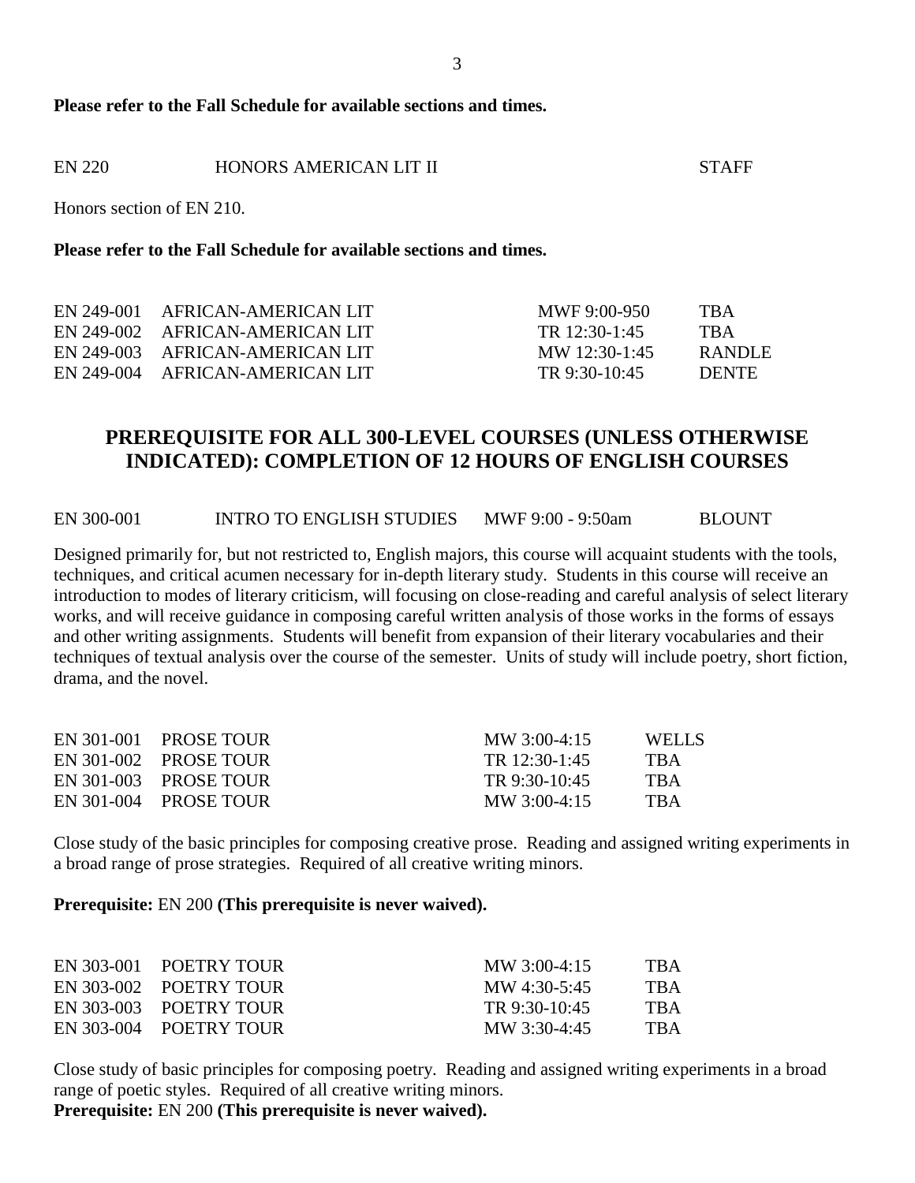**Please refer to the Fall Schedule for available sections and times.**

| | | |
|---|---|---|
| EN 220 | HONORS AMERICAN LIT II | STAFF |

Honors section of EN 210.

**Please refer to the Fall Schedule for available sections and times.**

| | | | |
|---|---|---|---|
| EN 249-001 | AFRICAN-AMERICAN LIT | MWF 9:00-950 | TBA |
| EN 249-002 | AFRICAN-AMERICAN LIT | TR 12:30-1:45 | TBA |
| EN 249-003 | AFRICAN-AMERICAN LIT | MW 12:30-1:45 | RANDLE |
| EN 249-004 | AFRICAN-AMERICAN LIT | TR 9:30-10:45 | DENTE |

## PREREQUISITE FOR ALL 300-LEVEL COURSES (UNLESS OTHERWISE INDICATED): COMPLETION OF 12 HOURS OF ENGLISH COURSES

| | | | |
|---|---|---|---|
| EN 300-001 | INTRO TO ENGLISH STUDIES | MWF 9:00 - 9:50am | BLOUNT |

Designed primarily for, but not restricted to, English majors, this course will acquaint students with the tools, techniques, and critical acumen necessary for in-depth literary study. Students in this course will receive an introduction to modes of literary criticism, will focusing on close-reading and careful analysis of select literary works, and will receive guidance in composing careful written analysis of those works in the forms of essays and other writing assignments. Students will benefit from expansion of their literary vocabularies and their techniques of textual analysis over the course of the semester. Units of study will include poetry, short fiction, drama, and the novel.

| | | | |
|---|---|---|---|
| EN 301-001 | PROSE TOUR | MW 3:00-4:15 | WELLS |
| EN 301-002 | PROSE TOUR | TR 12:30-1:45 | TBA |
| EN 301-003 | PROSE TOUR | TR 9:30-10:45 | TBA |
| EN 301-004 | PROSE TOUR | MW 3:00-4:15 | TBA |

Close study of the basic principles for composing creative prose. Reading and assigned writing experiments in a broad range of prose strategies. Required of all creative writing minors.

**Prerequisite:** EN 200 **(This prerequisite is never waived).**

| | | | |
|---|---|---|---|
| EN 303-001 | POETRY TOUR | MW 3:00-4:15 | TBA |
| EN 303-002 | POETRY TOUR | MW 4:30-5:45 | TBA |
| EN 303-003 | POETRY TOUR | TR 9:30-10:45 | TBA |
| EN 303-004 | POETRY TOUR | MW 3:30-4:45 | TBA |

Close study of basic principles for composing poetry. Reading and assigned writing experiments in a broad range of poetic styles. Required of all creative writing minors.
**Prerequisite:** EN 200 **(This prerequisite is never waived).**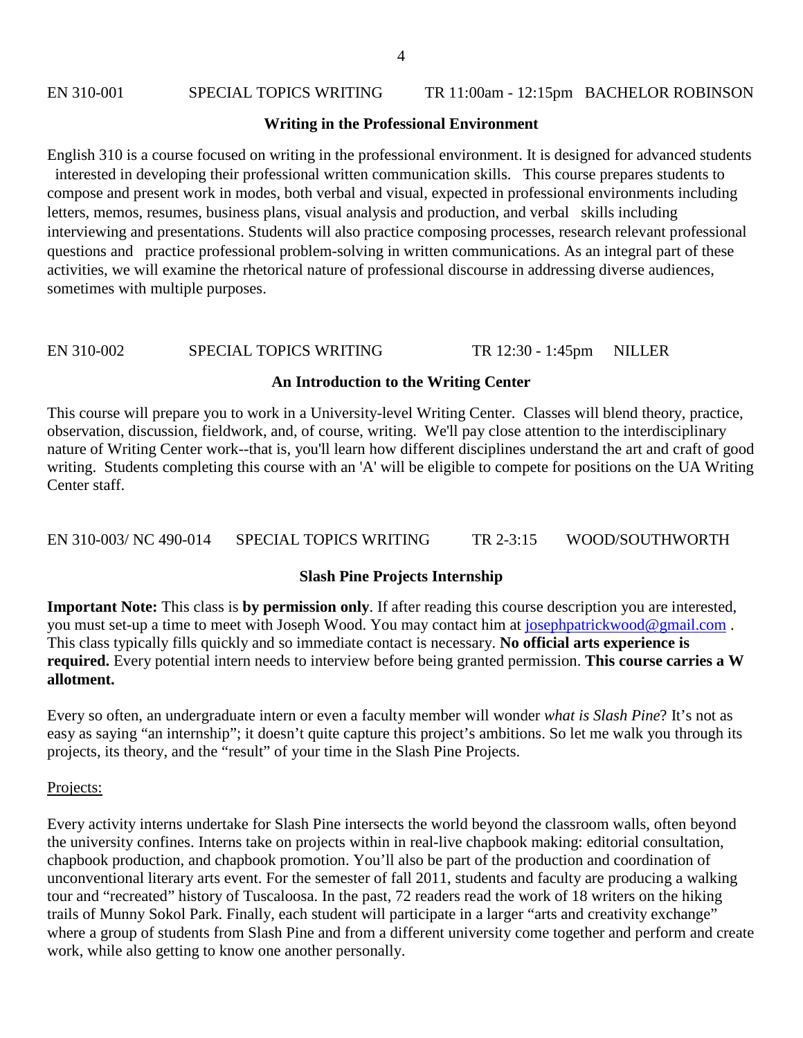EN 310-001 SPECIAL TOPICS WRITING TR 11:00am - 12:15pm BACHELOR ROBINSON

**Writing in the Professional Environment**

English 310 is a course focused on writing in the professional environment. It is designed for advanced students interested in developing their professional written communication skills. This course prepares students to compose and present work in modes, both verbal and visual, expected in professional environments including letters, memos, resumes, business plans, visual analysis and production, and verbal skills including interviewing and presentations. Students will also practice composing processes, research relevant professional questions and practice professional problem-solving in written communications. As an integral part of these activities, we will examine the rhetorical nature of professional discourse in addressing diverse audiences, sometimes with multiple purposes.

EN 310-002 SPECIAL TOPICS WRITING TR 12:30 - 1:45pm NILLER

**An Introduction to the Writing Center**

This course will prepare you to work in a University-level Writing Center. Classes will blend theory, practice, observation, discussion, fieldwork, and, of course, writing. We'll pay close attention to the interdisciplinary nature of Writing Center work--that is, you'll learn how different disciplines understand the art and craft of good writing. Students completing this course with an 'A' will be eligible to compete for positions on the UA Writing Center staff.

EN 310-003/ NC 490-014 SPECIAL TOPICS WRITING TR 2-3:15 WOOD/SOUTHWORTH

**Slash Pine Projects Internship**

**Important Note:** This class is **by permission only**. If after reading this course description you are interested, you must set-up a time to meet with Joseph Wood. You may contact him at josephpatrickwood@gmail.com . This class typically fills quickly and so immediate contact is necessary. **No official arts experience is required.** Every potential intern needs to interview before being granted permission. **This course carries a W allotment.**

Every so often, an undergraduate intern or even a faculty member will wonder *what is Slash Pine*? It's not as easy as saying "an internship"; it doesn't quite capture this project's ambitions. So let me walk you through its projects, its theory, and the "result" of your time in the Slash Pine Projects.

Projects:

Every activity interns undertake for Slash Pine intersects the world beyond the classroom walls, often beyond the university confines. Interns take on projects within in real-live chapbook making: editorial consultation, chapbook production, and chapbook promotion. You'll also be part of the production and coordination of unconventional literary arts event. For the semester of fall 2011, students and faculty are producing a walking tour and "recreated" history of Tuscaloosa. In the past, 72 readers read the work of 18 writers on the hiking trails of Munny Sokol Park. Finally, each student will participate in a larger "arts and creativity exchange" where a group of students from Slash Pine and from a different university come together and perform and create work, while also getting to know one another personally.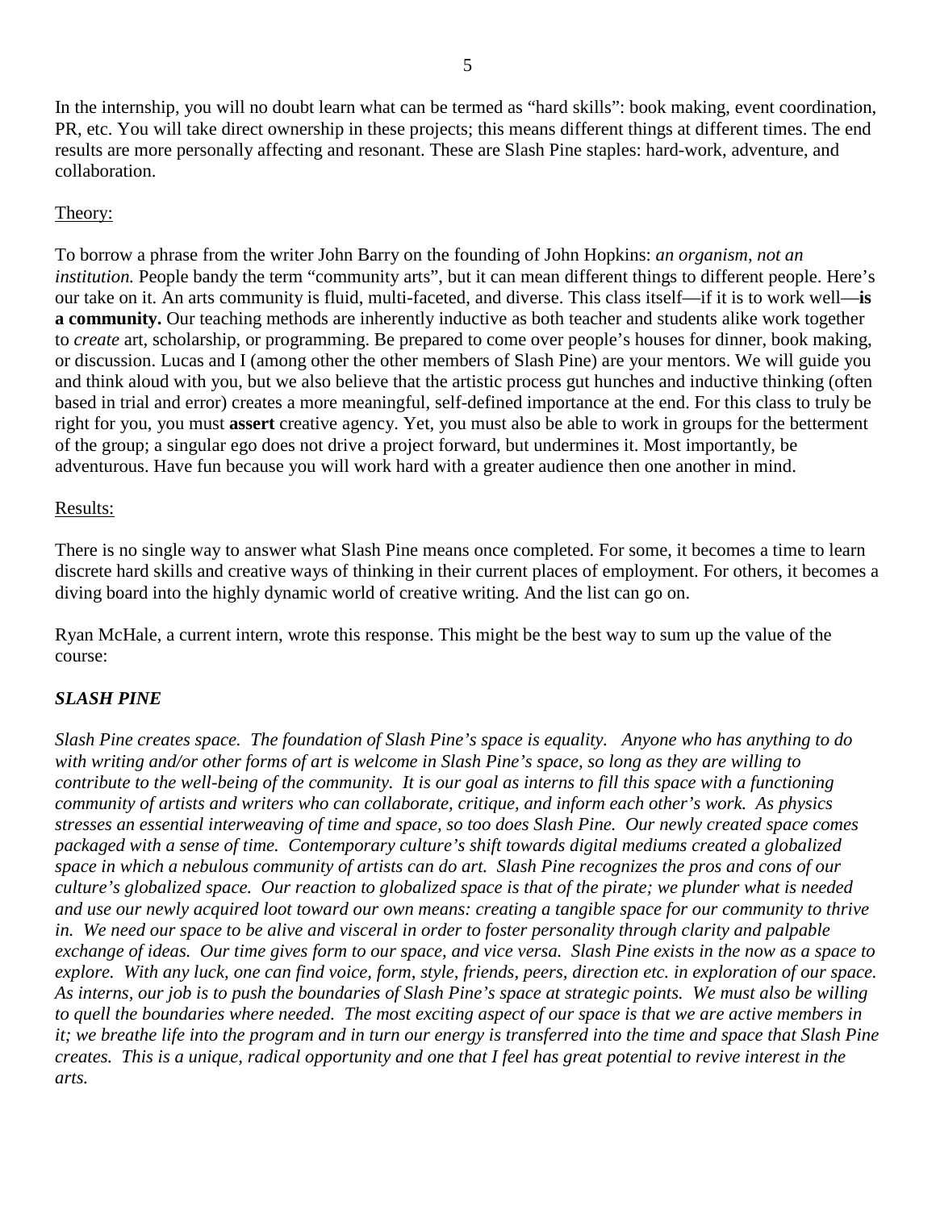In the internship, you will no doubt learn what can be termed as "hard skills": book making, event coordination, PR, etc. You will take direct ownership in these projects; this means different things at different times. The end results are more personally affecting and resonant. These are Slash Pine staples: hard-work, adventure, and collaboration.

Theory:

To borrow a phrase from the writer John Barry on the founding of John Hopkins: *an organism, not an institution.* People bandy the term "community arts", but it can mean different things to different people. Here's our take on it. An arts community is fluid, multi-faceted, and diverse. This class itself—if it is to work well—**is a community.** Our teaching methods are inherently inductive as both teacher and students alike work together to *create* art, scholarship, or programming. Be prepared to come over people's houses for dinner, book making, or discussion. Lucas and I (among other the other members of Slash Pine) are your mentors. We will guide you and think aloud with you, but we also believe that the artistic process gut hunches and inductive thinking (often based in trial and error) creates a more meaningful, self-defined importance at the end. For this class to truly be right for you, you must **assert** creative agency. Yet, you must also be able to work in groups for the betterment of the group; a singular ego does not drive a project forward, but undermines it. Most importantly, be adventurous. Have fun because you will work hard with a greater audience then one another in mind.

Results:

There is no single way to answer what Slash Pine means once completed. For some, it becomes a time to learn discrete hard skills and creative ways of thinking in their current places of employment. For others, it becomes a diving board into the highly dynamic world of creative writing. And the list can go on.

Ryan McHale, a current intern, wrote this response. This might be the best way to sum up the value of the course:

***SLASH PINE***

*Slash Pine creates space. The foundation of Slash Pine's space is equality. Anyone who has anything to do with writing and/or other forms of art is welcome in Slash Pine's space, so long as they are willing to contribute to the well-being of the community. It is our goal as interns to fill this space with a functioning community of artists and writers who can collaborate, critique, and inform each other's work. As physics stresses an essential interweaving of time and space, so too does Slash Pine. Our newly created space comes packaged with a sense of time. Contemporary culture's shift towards digital mediums created a globalized space in which a nebulous community of artists can do art. Slash Pine recognizes the pros and cons of our culture's globalized space. Our reaction to globalized space is that of the pirate; we plunder what is needed and use our newly acquired loot toward our own means: creating a tangible space for our community to thrive in. We need our space to be alive and visceral in order to foster personality through clarity and palpable exchange of ideas. Our time gives form to our space, and vice versa. Slash Pine exists in the now as a space to explore. With any luck, one can find voice, form, style, friends, peers, direction etc. in exploration of our space. As interns, our job is to push the boundaries of Slash Pine's space at strategic points. We must also be willing to quell the boundaries where needed. The most exciting aspect of our space is that we are active members in it; we breathe life into the program and in turn our energy is transferred into the time and space that Slash Pine creates. This is a unique, radical opportunity and one that I feel has great potential to revive interest in the arts.*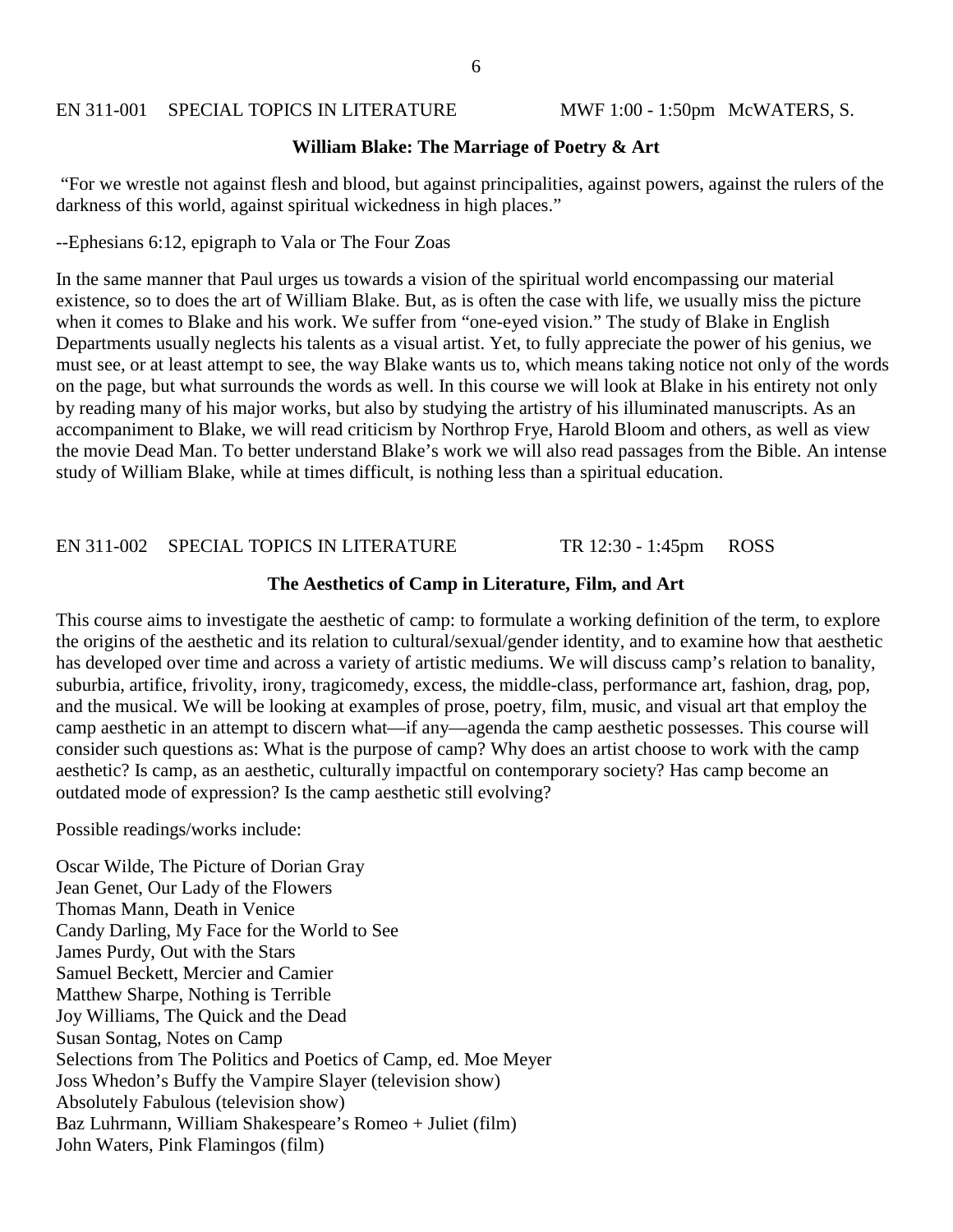EN 311-001 SPECIAL TOPICS IN LITERATURE MWF 1:00 - 1:50pm McWATERS, S.

**William Blake: The Marriage of Poetry & Art**

"For we wrestle not against flesh and blood, but against principalities, against powers, against the rulers of the darkness of this world, against spiritual wickedness in high places."

--Ephesians 6:12, epigraph to Vala or The Four Zoas

In the same manner that Paul urges us towards a vision of the spiritual world encompassing our material existence, so to does the art of William Blake. But, as is often the case with life, we usually miss the picture when it comes to Blake and his work. We suffer from "one-eyed vision." The study of Blake in English Departments usually neglects his talents as a visual artist. Yet, to fully appreciate the power of his genius, we must see, or at least attempt to see, the way Blake wants us to, which means taking notice not only of the words on the page, but what surrounds the words as well. In this course we will look at Blake in his entirety not only by reading many of his major works, but also by studying the artistry of his illuminated manuscripts. As an accompaniment to Blake, we will read criticism by Northrop Frye, Harold Bloom and others, as well as view the movie Dead Man. To better understand Blake's work we will also read passages from the Bible. An intense study of William Blake, while at times difficult, is nothing less than a spiritual education.

EN 311-002 SPECIAL TOPICS IN LITERATURE TR 12:30 - 1:45pm ROSS

**The Aesthetics of Camp in Literature, Film, and Art**

This course aims to investigate the aesthetic of camp: to formulate a working definition of the term, to explore the origins of the aesthetic and its relation to cultural/sexual/gender identity, and to examine how that aesthetic has developed over time and across a variety of artistic mediums. We will discuss camp's relation to banality, suburbia, artifice, frivolity, irony, tragicomedy, excess, the middle-class, performance art, fashion, drag, pop, and the musical. We will be looking at examples of prose, poetry, film, music, and visual art that employ the camp aesthetic in an attempt to discern what—if any—agenda the camp aesthetic possesses. This course will consider such questions as: What is the purpose of camp? Why does an artist choose to work with the camp aesthetic? Is camp, as an aesthetic, culturally impactful on contemporary society? Has camp become an outdated mode of expression? Is the camp aesthetic still evolving?

Possible readings/works include:

Oscar Wilde, The Picture of Dorian Gray
Jean Genet, Our Lady of the Flowers
Thomas Mann, Death in Venice
Candy Darling, My Face for the World to See
James Purdy, Out with the Stars
Samuel Beckett, Mercier and Camier
Matthew Sharpe, Nothing is Terrible
Joy Williams, The Quick and the Dead
Susan Sontag, Notes on Camp
Selections from The Politics and Poetics of Camp, ed. Moe Meyer
Joss Whedon's Buffy the Vampire Slayer (television show)
Absolutely Fabulous (television show)
Baz Luhrmann, William Shakespeare's Romeo + Juliet (film)
John Waters, Pink Flamingos (film)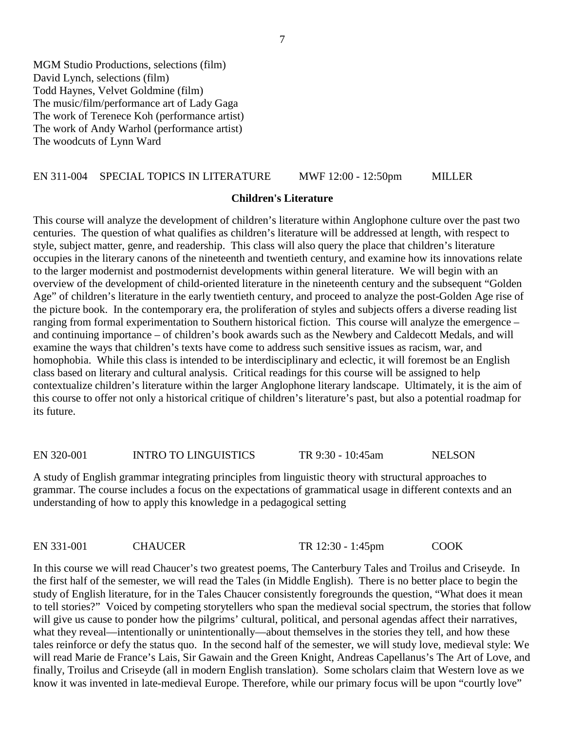MGM Studio Productions, selections (film)
David Lynch, selections (film)
Todd Haynes, Velvet Goldmine (film)
The music/film/performance art of Lady Gaga
The work of Terenece Koh (performance artist)
The work of Andy Warhol (performance artist)
The woodcuts of Lynn Ward

EN 311-004 SPECIAL TOPICS IN LITERATURE MWF 12:00 - 12:50pm MILLER

**Children's Literature**

This course will analyze the development of children's literature within Anglophone culture over the past two centuries. The question of what qualifies as children's literature will be addressed at length, with respect to style, subject matter, genre, and readership. This class will also query the place that children's literature occupies in the literary canons of the nineteenth and twentieth century, and examine how its innovations relate to the larger modernist and postmodernist developments within general literature. We will begin with an overview of the development of child-oriented literature in the nineteenth century and the subsequent "Golden Age" of children's literature in the early twentieth century, and proceed to analyze the post-Golden Age rise of the picture book. In the contemporary era, the proliferation of styles and subjects offers a diverse reading list ranging from formal experimentation to Southern historical fiction. This course will analyze the emergence – and continuing importance – of children's book awards such as the Newbery and Caldecott Medals, and will examine the ways that children's texts have come to address such sensitive issues as racism, war, and homophobia. While this class is intended to be interdisciplinary and eclectic, it will foremost be an English class based on literary and cultural analysis. Critical readings for this course will be assigned to help contextualize children's literature within the larger Anglophone literary landscape. Ultimately, it is the aim of this course to offer not only a historical critique of children's literature's past, but also a potential roadmap for its future.

EN 320-001 INTRO TO LINGUISTICS TR 9:30 - 10:45am NELSON

A study of English grammar integrating principles from linguistic theory with structural approaches to grammar. The course includes a focus on the expectations of grammatical usage in different contexts and an understanding of how to apply this knowledge in a pedagogical setting

EN 331-001 CHAUCER TR 12:30 - 1:45pm COOK

In this course we will read Chaucer's two greatest poems, The Canterbury Tales and Troilus and Criseyde. In the first half of the semester, we will read the Tales (in Middle English). There is no better place to begin the study of English literature, for in the Tales Chaucer consistently foregrounds the question, "What does it mean to tell stories?" Voiced by competing storytellers who span the medieval social spectrum, the stories that follow will give us cause to ponder how the pilgrims' cultural, political, and personal agendas affect their narratives, what they reveal—intentionally or unintentionally—about themselves in the stories they tell, and how these tales reinforce or defy the status quo. In the second half of the semester, we will study love, medieval style: We will read Marie de France's Lais, Sir Gawain and the Green Knight, Andreas Capellanus's The Art of Love, and finally, Troilus and Criseyde (all in modern English translation). Some scholars claim that Western love as we know it was invented in late-medieval Europe. Therefore, while our primary focus will be upon "courtly love"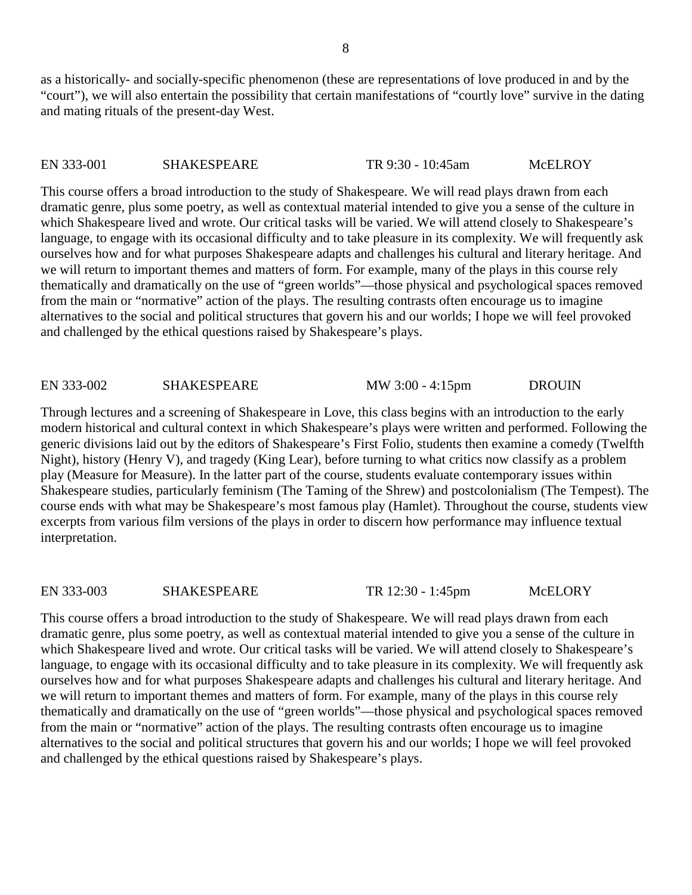as a historically- and socially-specific phenomenon (these are representations of love produced in and by the "court"), we will also entertain the possibility that certain manifestations of "courtly love" survive in the dating and mating rituals of the present-day West.

EN 333-001 SHAKESPEARE TR 9:30 - 10:45am McELROY

This course offers a broad introduction to the study of Shakespeare. We will read plays drawn from each dramatic genre, plus some poetry, as well as contextual material intended to give you a sense of the culture in which Shakespeare lived and wrote. Our critical tasks will be varied. We will attend closely to Shakespeare's language, to engage with its occasional difficulty and to take pleasure in its complexity. We will frequently ask ourselves how and for what purposes Shakespeare adapts and challenges his cultural and literary heritage. And we will return to important themes and matters of form. For example, many of the plays in this course rely thematically and dramatically on the use of "green worlds"—those physical and psychological spaces removed from the main or "normative" action of the plays. The resulting contrasts often encourage us to imagine alternatives to the social and political structures that govern his and our worlds; I hope we will feel provoked and challenged by the ethical questions raised by Shakespeare's plays.

EN 333-002 SHAKESPEARE MW 3:00 - 4:15pm DROUIN

Through lectures and a screening of Shakespeare in Love, this class begins with an introduction to the early modern historical and cultural context in which Shakespeare's plays were written and performed. Following the generic divisions laid out by the editors of Shakespeare's First Folio, students then examine a comedy (Twelfth Night), history (Henry V), and tragedy (King Lear), before turning to what critics now classify as a problem play (Measure for Measure). In the latter part of the course, students evaluate contemporary issues within Shakespeare studies, particularly feminism (The Taming of the Shrew) and postcolonialism (The Tempest). The course ends with what may be Shakespeare's most famous play (Hamlet). Throughout the course, students view excerpts from various film versions of the plays in order to discern how performance may influence textual interpretation.

EN 333-003 SHAKESPEARE TR 12:30 - 1:45pm McELORY

This course offers a broad introduction to the study of Shakespeare. We will read plays drawn from each dramatic genre, plus some poetry, as well as contextual material intended to give you a sense of the culture in which Shakespeare lived and wrote. Our critical tasks will be varied. We will attend closely to Shakespeare's language, to engage with its occasional difficulty and to take pleasure in its complexity. We will frequently ask ourselves how and for what purposes Shakespeare adapts and challenges his cultural and literary heritage. And we will return to important themes and matters of form. For example, many of the plays in this course rely thematically and dramatically on the use of "green worlds"—those physical and psychological spaces removed from the main or "normative" action of the plays. The resulting contrasts often encourage us to imagine alternatives to the social and political structures that govern his and our worlds; I hope we will feel provoked and challenged by the ethical questions raised by Shakespeare's plays.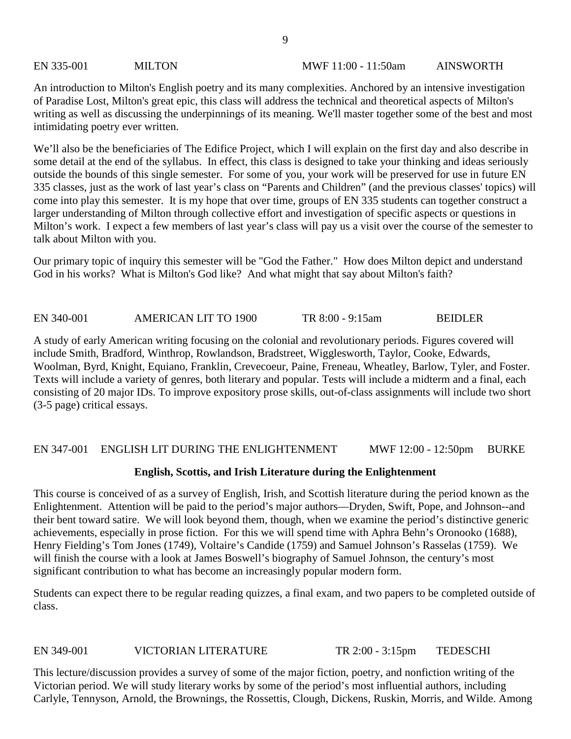EN 335-001 MILTON MWF 11:00 - 11:50am AINSWORTH

An introduction to Milton's English poetry and its many complexities. Anchored by an intensive investigation of Paradise Lost, Milton's great epic, this class will address the technical and theoretical aspects of Milton's writing as well as discussing the underpinnings of its meaning. We'll master together some of the best and most intimidating poetry ever written.

We'll also be the beneficiaries of The Edifice Project, which I will explain on the first day and also describe in some detail at the end of the syllabus. In effect, this class is designed to take your thinking and ideas seriously outside the bounds of this single semester. For some of you, your work will be preserved for use in future EN 335 classes, just as the work of last year's class on "Parents and Children" (and the previous classes' topics) will come into play this semester. It is my hope that over time, groups of EN 335 students can together construct a larger understanding of Milton through collective effort and investigation of specific aspects or questions in Milton's work. I expect a few members of last year's class will pay us a visit over the course of the semester to talk about Milton with you.

Our primary topic of inquiry this semester will be "God the Father." How does Milton depict and understand God in his works? What is Milton's God like? And what might that say about Milton's faith?

EN 340-001 AMERICAN LIT TO 1900 TR 8:00 - 9:15am BEIDLER

A study of early American writing focusing on the colonial and revolutionary periods. Figures covered will include Smith, Bradford, Winthrop, Rowlandson, Bradstreet, Wigglesworth, Taylor, Cooke, Edwards, Woolman, Byrd, Knight, Equiano, Franklin, Crevecoeur, Paine, Freneau, Wheatley, Barlow, Tyler, and Foster. Texts will include a variety of genres, both literary and popular. Tests will include a midterm and a final, each consisting of 20 major IDs. To improve expository prose skills, out-of-class assignments will include two short (3-5 page) critical essays.

EN 347-001 ENGLISH LIT DURING THE ENLIGHTENMENT MWF 12:00 - 12:50pm BURKE

**English, Scottis, and Irish Literature during the Enlightenment**

This course is conceived of as a survey of English, Irish, and Scottish literature during the period known as the Enlightenment. Attention will be paid to the period's major authors—Dryden, Swift, Pope, and Johnson--and their bent toward satire. We will look beyond them, though, when we examine the period's distinctive generic achievements, especially in prose fiction. For this we will spend time with Aphra Behn's Oronooko (1688), Henry Fielding's Tom Jones (1749), Voltaire's Candide (1759) and Samuel Johnson's Rasselas (1759). We will finish the course with a look at James Boswell's biography of Samuel Johnson, the century's most significant contribution to what has become an increasingly popular modern form.

Students can expect there to be regular reading quizzes, a final exam, and two papers to be completed outside of class.

EN 349-001 VICTORIAN LITERATURE TR 2:00 - 3:15pm TEDESCHI

This lecture/discussion provides a survey of some of the major fiction, poetry, and nonfiction writing of the Victorian period. We will study literary works by some of the period's most influential authors, including Carlyle, Tennyson, Arnold, the Brownings, the Rossettis, Clough, Dickens, Ruskin, Morris, and Wilde. Among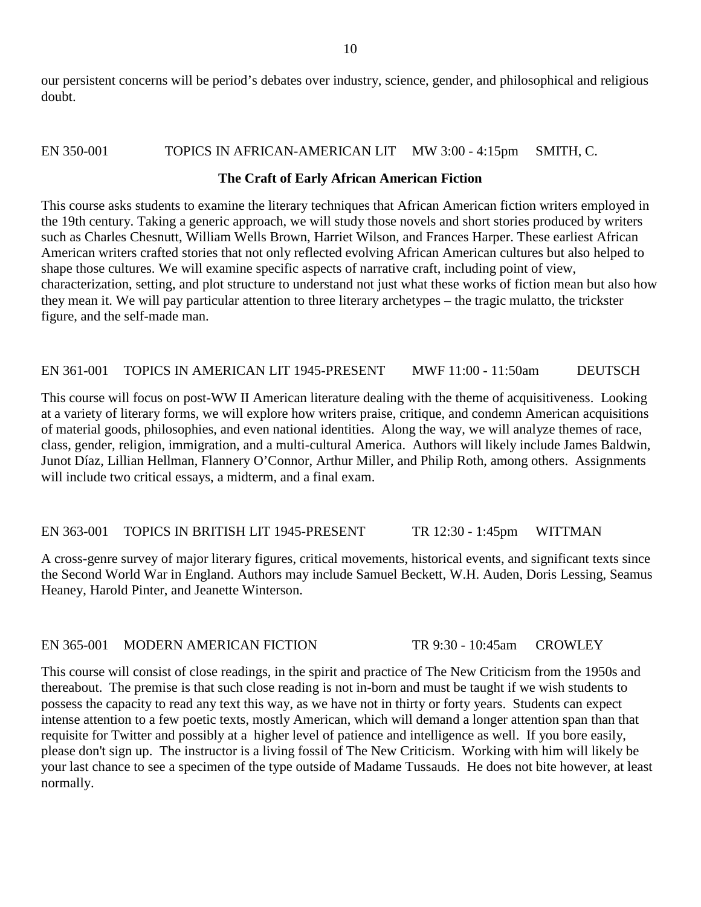our persistent concerns will be period's debates over industry, science, gender, and philosophical and religious doubt.

EN 350-001 TOPICS IN AFRICAN-AMERICAN LIT MW 3:00 - 4:15pm SMITH, C.

**The Craft of Early African American Fiction**

This course asks students to examine the literary techniques that African American fiction writers employed in the 19th century. Taking a generic approach, we will study those novels and short stories produced by writers such as Charles Chesnutt, William Wells Brown, Harriet Wilson, and Frances Harper. These earliest African American writers crafted stories that not only reflected evolving African American cultures but also helped to shape those cultures. We will examine specific aspects of narrative craft, including point of view, characterization, setting, and plot structure to understand not just what these works of fiction mean but also how they mean it. We will pay particular attention to three literary archetypes – the tragic mulatto, the trickster figure, and the self-made man.

EN 361-001 TOPICS IN AMERICAN LIT 1945-PRESENT MWF 11:00 - 11:50am DEUTSCH

This course will focus on post-WW II American literature dealing with the theme of acquisitiveness. Looking at a variety of literary forms, we will explore how writers praise, critique, and condemn American acquisitions of material goods, philosophies, and even national identities. Along the way, we will analyze themes of race, class, gender, religion, immigration, and a multi-cultural America. Authors will likely include James Baldwin, Junot Díaz, Lillian Hellman, Flannery O'Connor, Arthur Miller, and Philip Roth, among others. Assignments will include two critical essays, a midterm, and a final exam.

EN 363-001 TOPICS IN BRITISH LIT 1945-PRESENT TR 12:30 - 1:45pm WITTMAN

A cross-genre survey of major literary figures, critical movements, historical events, and significant texts since the Second World War in England. Authors may include Samuel Beckett, W.H. Auden, Doris Lessing, Seamus Heaney, Harold Pinter, and Jeanette Winterson.

EN 365-001 MODERN AMERICAN FICTION TR 9:30 - 10:45am CROWLEY

This course will consist of close readings, in the spirit and practice of The New Criticism from the 1950s and thereabout. The premise is that such close reading is not in-born and must be taught if we wish students to possess the capacity to read any text this way, as we have not in thirty or forty years. Students can expect intense attention to a few poetic texts, mostly American, which will demand a longer attention span than that requisite for Twitter and possibly at a higher level of patience and intelligence as well. If you bore easily, please don't sign up. The instructor is a living fossil of The New Criticism. Working with him will likely be your last chance to see a specimen of the type outside of Madame Tussauds. He does not bite however, at least normally.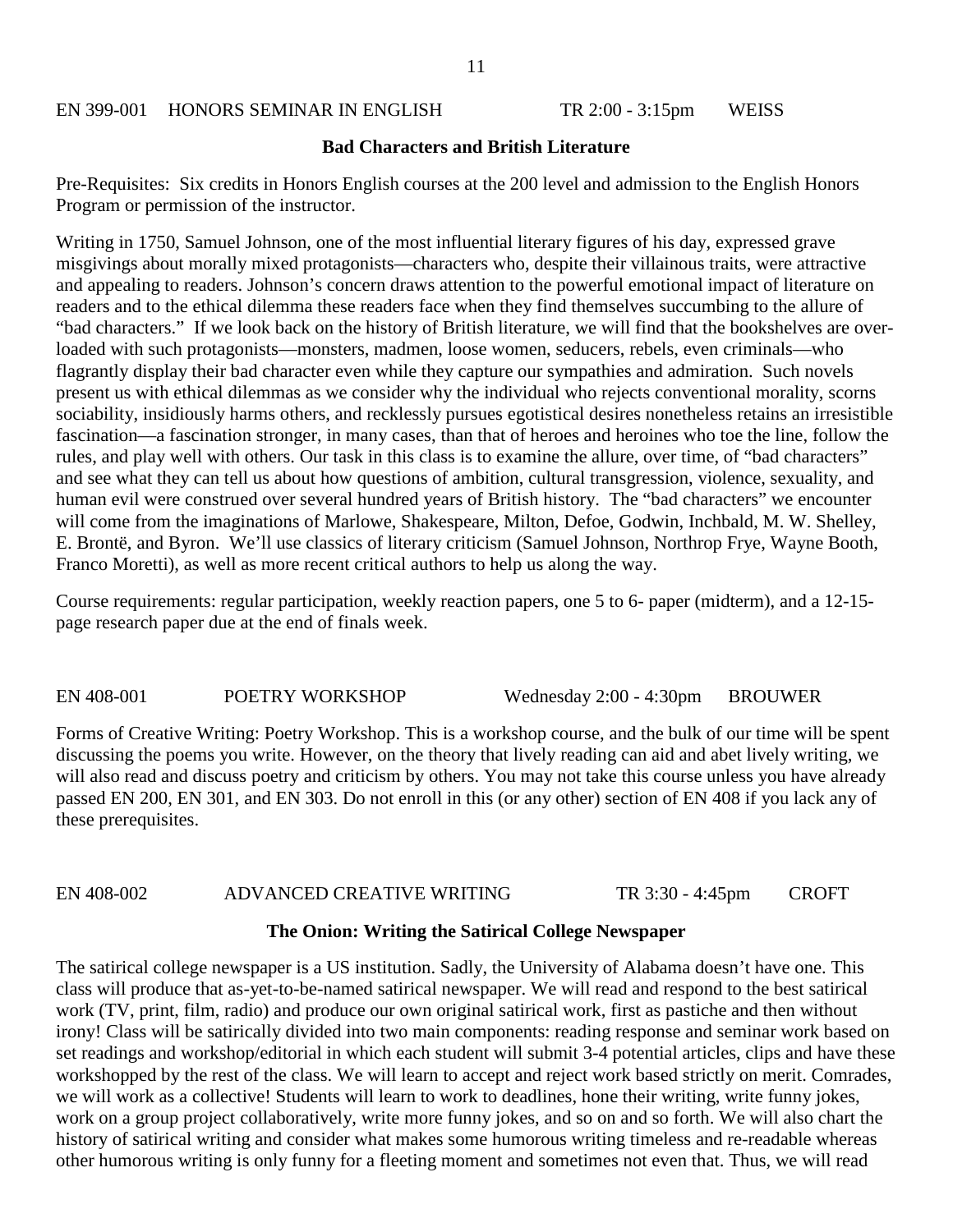EN 399-001 HONORS SEMINAR IN ENGLISH TR 2:00 - 3:15pm WEISS

**Bad Characters and British Literature**

Pre-Requisites: Six credits in Honors English courses at the 200 level and admission to the English Honors Program or permission of the instructor.

Writing in 1750, Samuel Johnson, one of the most influential literary figures of his day, expressed grave misgivings about morally mixed protagonists—characters who, despite their villainous traits, were attractive and appealing to readers. Johnson's concern draws attention to the powerful emotional impact of literature on readers and to the ethical dilemma these readers face when they find themselves succumbing to the allure of "bad characters." If we look back on the history of British literature, we will find that the bookshelves are over-loaded with such protagonists—monsters, madmen, loose women, seducers, rebels, even criminals—who flagrantly display their bad character even while they capture our sympathies and admiration. Such novels present us with ethical dilemmas as we consider why the individual who rejects conventional morality, scorns sociability, insidiously harms others, and recklessly pursues egotistical desires nonetheless retains an irresistible fascination—a fascination stronger, in many cases, than that of heroes and heroines who toe the line, follow the rules, and play well with others. Our task in this class is to examine the allure, over time, of "bad characters" and see what they can tell us about how questions of ambition, cultural transgression, violence, sexuality, and human evil were construed over several hundred years of British history. The "bad characters" we encounter will come from the imaginations of Marlowe, Shakespeare, Milton, Defoe, Godwin, Inchbald, M. W. Shelley, E. Brontë, and Byron. We'll use classics of literary criticism (Samuel Johnson, Northrop Frye, Wayne Booth, Franco Moretti), as well as more recent critical authors to help us along the way.

Course requirements: regular participation, weekly reaction papers, one 5 to 6- paper (midterm), and a 12-15-page research paper due at the end of finals week.

EN 408-001 POETRY WORKSHOP Wednesday 2:00 - 4:30pm BROUWER

Forms of Creative Writing: Poetry Workshop. This is a workshop course, and the bulk of our time will be spent discussing the poems you write. However, on the theory that lively reading can aid and abet lively writing, we will also read and discuss poetry and criticism by others. You may not take this course unless you have already passed EN 200, EN 301, and EN 303. Do not enroll in this (or any other) section of EN 408 if you lack any of these prerequisites.

EN 408-002 ADVANCED CREATIVE WRITING TR 3:30 - 4:45pm CROFT

**The Onion: Writing the Satirical College Newspaper**

The satirical college newspaper is a US institution. Sadly, the University of Alabama doesn't have one. This class will produce that as-yet-to-be-named satirical newspaper. We will read and respond to the best satirical work (TV, print, film, radio) and produce our own original satirical work, first as pastiche and then without irony! Class will be satirically divided into two main components: reading response and seminar work based on set readings and workshop/editorial in which each student will submit 3-4 potential articles, clips and have these workshopped by the rest of the class. We will learn to accept and reject work based strictly on merit. Comrades, we will work as a collective! Students will learn to work to deadlines, hone their writing, write funny jokes, work on a group project collaboratively, write more funny jokes, and so on and so forth. We will also chart the history of satirical writing and consider what makes some humorous writing timeless and re-readable whereas other humorous writing is only funny for a fleeting moment and sometimes not even that. Thus, we will read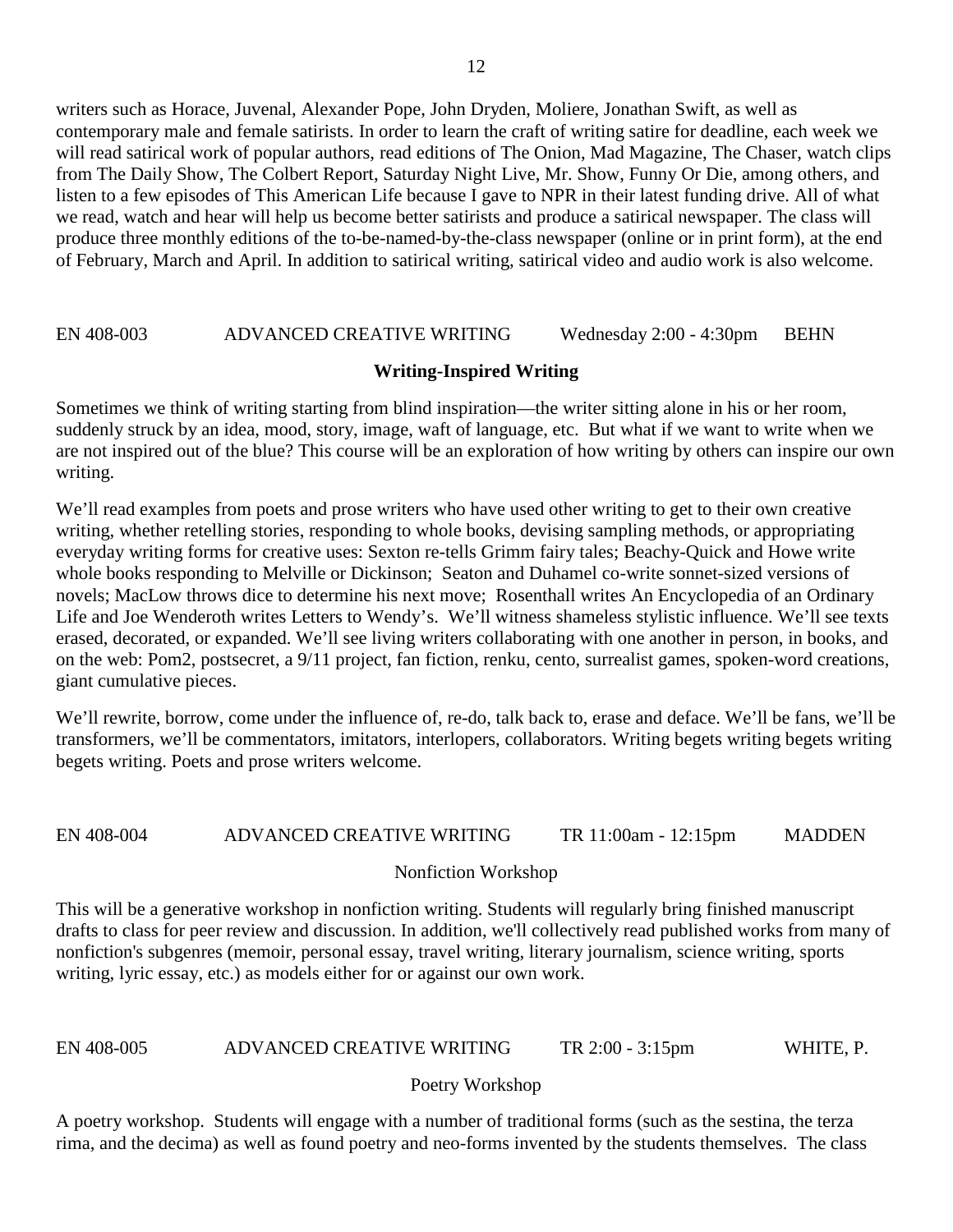writers such as Horace, Juvenal, Alexander Pope, John Dryden, Moliere, Jonathan Swift, as well as contemporary male and female satirists. In order to learn the craft of writing satire for deadline, each week we will read satirical work of popular authors, read editions of The Onion, Mad Magazine, The Chaser, watch clips from The Daily Show, The Colbert Report, Saturday Night Live, Mr. Show, Funny Or Die, among others, and listen to a few episodes of This American Life because I gave to NPR in their latest funding drive. All of what we read, watch and hear will help us become better satirists and produce a satirical newspaper. The class will produce three monthly editions of the to-be-named-by-the-class newspaper (online or in print form), at the end of February, March and April. In addition to satirical writing, satirical video and audio work is also welcome.

EN 408-003 ADVANCED CREATIVE WRITING Wednesday 2:00 - 4:30pm BEHN

**Writing-Inspired Writing**

Sometimes we think of writing starting from blind inspiration—the writer sitting alone in his or her room, suddenly struck by an idea, mood, story, image, waft of language, etc. But what if we want to write when we are not inspired out of the blue? This course will be an exploration of how writing by others can inspire our own writing.

We'll read examples from poets and prose writers who have used other writing to get to their own creative writing, whether retelling stories, responding to whole books, devising sampling methods, or appropriating everyday writing forms for creative uses: Sexton re-tells Grimm fairy tales; Beachy-Quick and Howe write whole books responding to Melville or Dickinson; Seaton and Duhamel co-write sonnet-sized versions of novels; MacLow throws dice to determine his next move; Rosenthall writes An Encyclopedia of an Ordinary Life and Joe Wenderoth writes Letters to Wendy's. We'll witness shameless stylistic influence. We'll see texts erased, decorated, or expanded. We'll see living writers collaborating with one another in person, in books, and on the web: Pom2, postsecret, a 9/11 project, fan fiction, renku, cento, surrealist games, spoken-word creations, giant cumulative pieces.

We'll rewrite, borrow, come under the influence of, re-do, talk back to, erase and deface. We'll be fans, we'll be transformers, we'll be commentators, imitators, interlopers, collaborators. Writing begets writing begets writing begets writing. Poets and prose writers welcome.

EN 408-004 ADVANCED CREATIVE WRITING TR 11:00am - 12:15pm MADDEN

Nonfiction Workshop

This will be a generative workshop in nonfiction writing. Students will regularly bring finished manuscript drafts to class for peer review and discussion. In addition, we'll collectively read published works from many of nonfiction's subgenres (memoir, personal essay, travel writing, literary journalism, science writing, sports writing, lyric essay, etc.) as models either for or against our own work.

EN 408-005 ADVANCED CREATIVE WRITING TR 2:00 - 3:15pm WHITE, P.

Poetry Workshop

A poetry workshop. Students will engage with a number of traditional forms (such as the sestina, the terza rima, and the decima) as well as found poetry and neo-forms invented by the students themselves. The class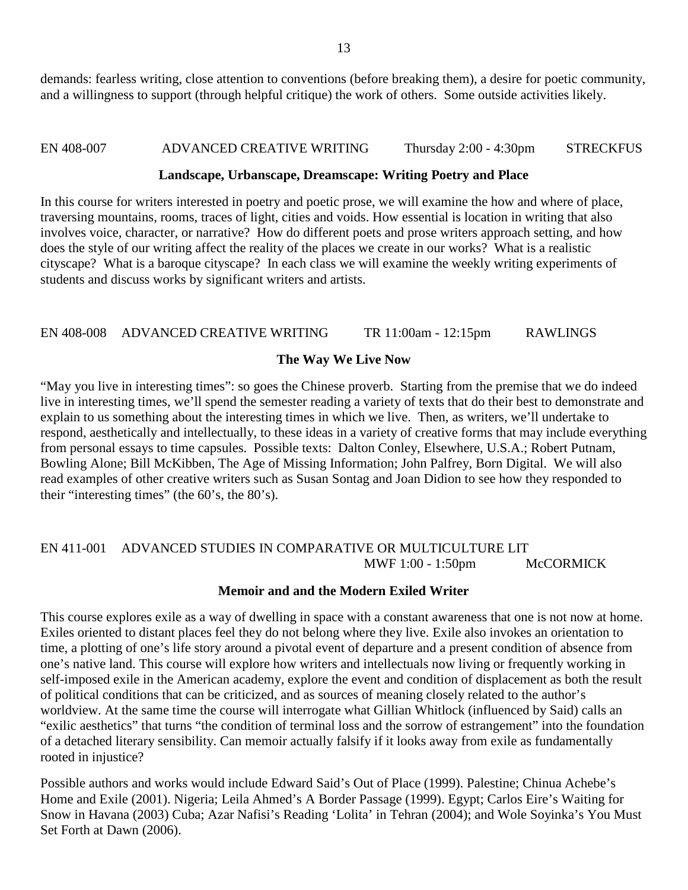demands: fearless writing, close attention to conventions (before breaking them), a desire for poetic community, and a willingness to support (through helpful critique) the work of others. Some outside activities likely.

EN 408-007 ADVANCED CREATIVE WRITING Thursday 2:00 - 4:30pm STRECKFUS

**Landscape, Urbanscape, Dreamscape: Writing Poetry and Place**

In this course for writers interested in poetry and poetic prose, we will examine the how and where of place, traversing mountains, rooms, traces of light, cities and voids. How essential is location in writing that also involves voice, character, or narrative? How do different poets and prose writers approach setting, and how does the style of our writing affect the reality of the places we create in our works? What is a realistic cityscape? What is a baroque cityscape? In each class we will examine the weekly writing experiments of students and discuss works by significant writers and artists.

EN 408-008 ADVANCED CREATIVE WRITING TR 11:00am - 12:15pm RAWLINGS

**The Way We Live Now**

"May you live in interesting times": so goes the Chinese proverb. Starting from the premise that we do indeed live in interesting times, we'll spend the semester reading a variety of texts that do their best to demonstrate and explain to us something about the interesting times in which we live. Then, as writers, we'll undertake to respond, aesthetically and intellectually, to these ideas in a variety of creative forms that may include everything from personal essays to time capsules. Possible texts: Dalton Conley, Elsewhere, U.S.A.; Robert Putnam, Bowling Alone; Bill McKibben, The Age of Missing Information; John Palfrey, Born Digital. We will also read examples of other creative writers such as Susan Sontag and Joan Didion to see how they responded to their "interesting times" (the 60's, the 80's).

EN 411-001 ADVANCED STUDIES IN COMPARATIVE OR MULTICULTURE LIT
MWF 1:00 - 1:50pm McCORMICK

**Memoir and and the Modern Exiled Writer**

This course explores exile as a way of dwelling in space with a constant awareness that one is not now at home. Exiles oriented to distant places feel they do not belong where they live. Exile also invokes an orientation to time, a plotting of one's life story around a pivotal event of departure and a present condition of absence from one's native land. This course will explore how writers and intellectuals now living or frequently working in self-imposed exile in the American academy, explore the event and condition of displacement as both the result of political conditions that can be criticized, and as sources of meaning closely related to the author's worldview. At the same time the course will interrogate what Gillian Whitlock (influenced by Said) calls an "exilic aesthetics" that turns "the condition of terminal loss and the sorrow of estrangement" into the foundation of a detached literary sensibility. Can memoir actually falsify if it looks away from exile as fundamentally rooted in injustice?

Possible authors and works would include Edward Said's Out of Place (1999). Palestine; Chinua Achebe's Home and Exile (2001). Nigeria; Leila Ahmed's A Border Passage (1999). Egypt; Carlos Eire's Waiting for Snow in Havana (2003) Cuba; Azar Nafisi's Reading 'Lolita' in Tehran (2004); and Wole Soyinka's You Must Set Forth at Dawn (2006).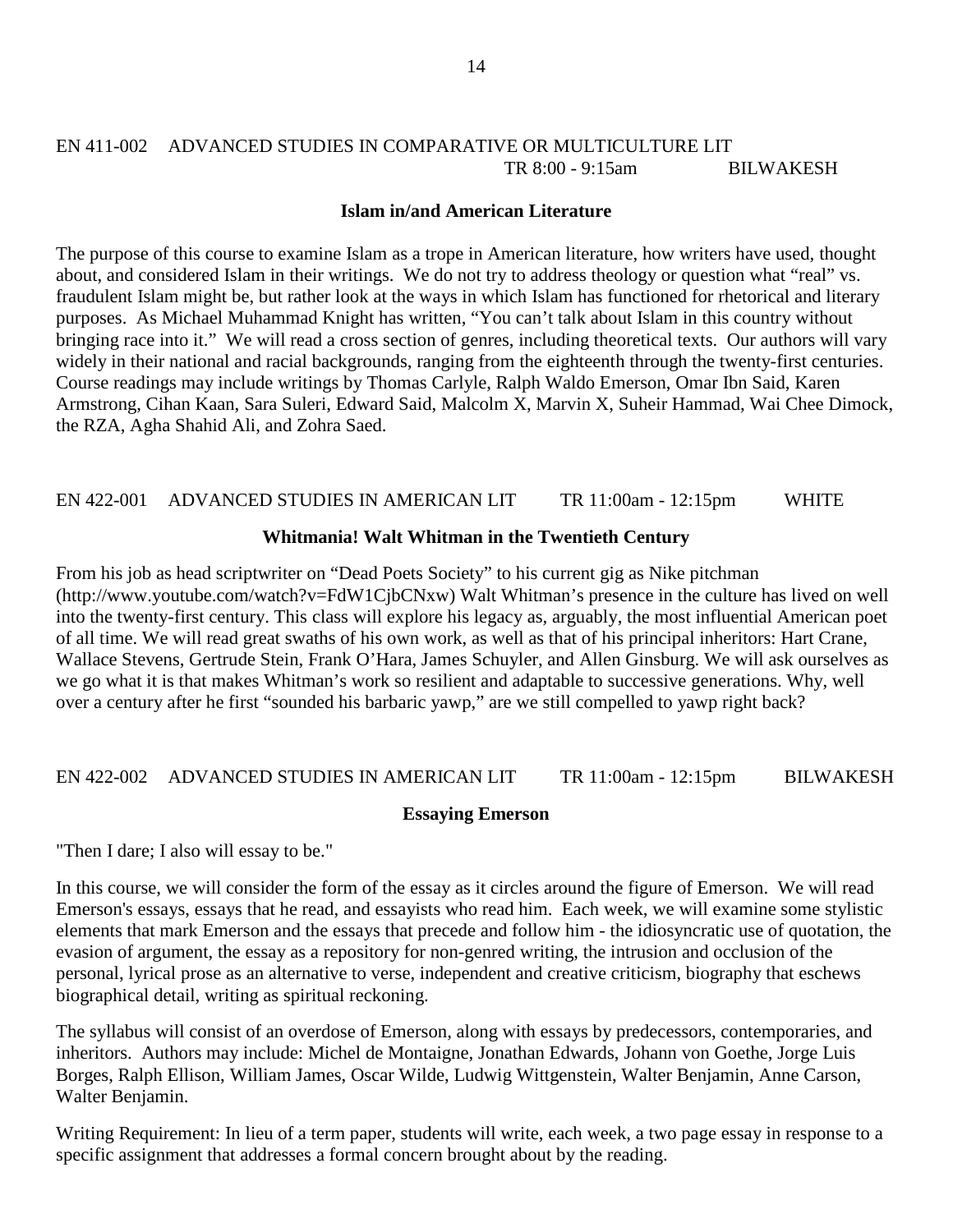EN 411-002 ADVANCED STUDIES IN COMPARATIVE OR MULTICULTURE LIT TR 8:00 - 9:15am BILWAKESH

**Islam in/and American Literature**

The purpose of this course to examine Islam as a trope in American literature, how writers have used, thought about, and considered Islam in their writings. We do not try to address theology or question what "real" vs. fraudulent Islam might be, but rather look at the ways in which Islam has functioned for rhetorical and literary purposes. As Michael Muhammad Knight has written, "You can't talk about Islam in this country without bringing race into it." We will read a cross section of genres, including theoretical texts. Our authors will vary widely in their national and racial backgrounds, ranging from the eighteenth through the twenty-first centuries. Course readings may include writings by Thomas Carlyle, Ralph Waldo Emerson, Omar Ibn Said, Karen Armstrong, Cihan Kaan, Sara Suleri, Edward Said, Malcolm X, Marvin X, Suheir Hammad, Wai Chee Dimock, the RZA, Agha Shahid Ali, and Zohra Saed.

EN 422-001 ADVANCED STUDIES IN AMERICAN LIT TR 11:00am - 12:15pm WHITE

**Whitmania! Walt Whitman in the Twentieth Century**

From his job as head scriptwriter on "Dead Poets Society" to his current gig as Nike pitchman (http://www.youtube.com/watch?v=FdW1CjbCNxw) Walt Whitman's presence in the culture has lived on well into the twenty-first century. This class will explore his legacy as, arguably, the most influential American poet of all time. We will read great swaths of his own work, as well as that of his principal inheritors: Hart Crane, Wallace Stevens, Gertrude Stein, Frank O'Hara, James Schuyler, and Allen Ginsburg. We will ask ourselves as we go what it is that makes Whitman's work so resilient and adaptable to successive generations. Why, well over a century after he first "sounded his barbaric yawp," are we still compelled to yawp right back?

EN 422-002 ADVANCED STUDIES IN AMERICAN LIT TR 11:00am - 12:15pm BILWAKESH

**Essaying Emerson**

"Then I dare; I also will essay to be."

In this course, we will consider the form of the essay as it circles around the figure of Emerson. We will read Emerson's essays, essays that he read, and essayists who read him. Each week, we will examine some stylistic elements that mark Emerson and the essays that precede and follow him - the idiosyncratic use of quotation, the evasion of argument, the essay as a repository for non-genred writing, the intrusion and occlusion of the personal, lyrical prose as an alternative to verse, independent and creative criticism, biography that eschews biographical detail, writing as spiritual reckoning.

The syllabus will consist of an overdose of Emerson, along with essays by predecessors, contemporaries, and inheritors. Authors may include: Michel de Montaigne, Jonathan Edwards, Johann von Goethe, Jorge Luis Borges, Ralph Ellison, William James, Oscar Wilde, Ludwig Wittgenstein, Walter Benjamin, Anne Carson, Walter Benjamin.

Writing Requirement: In lieu of a term paper, students will write, each week, a two page essay in response to a specific assignment that addresses a formal concern brought about by the reading.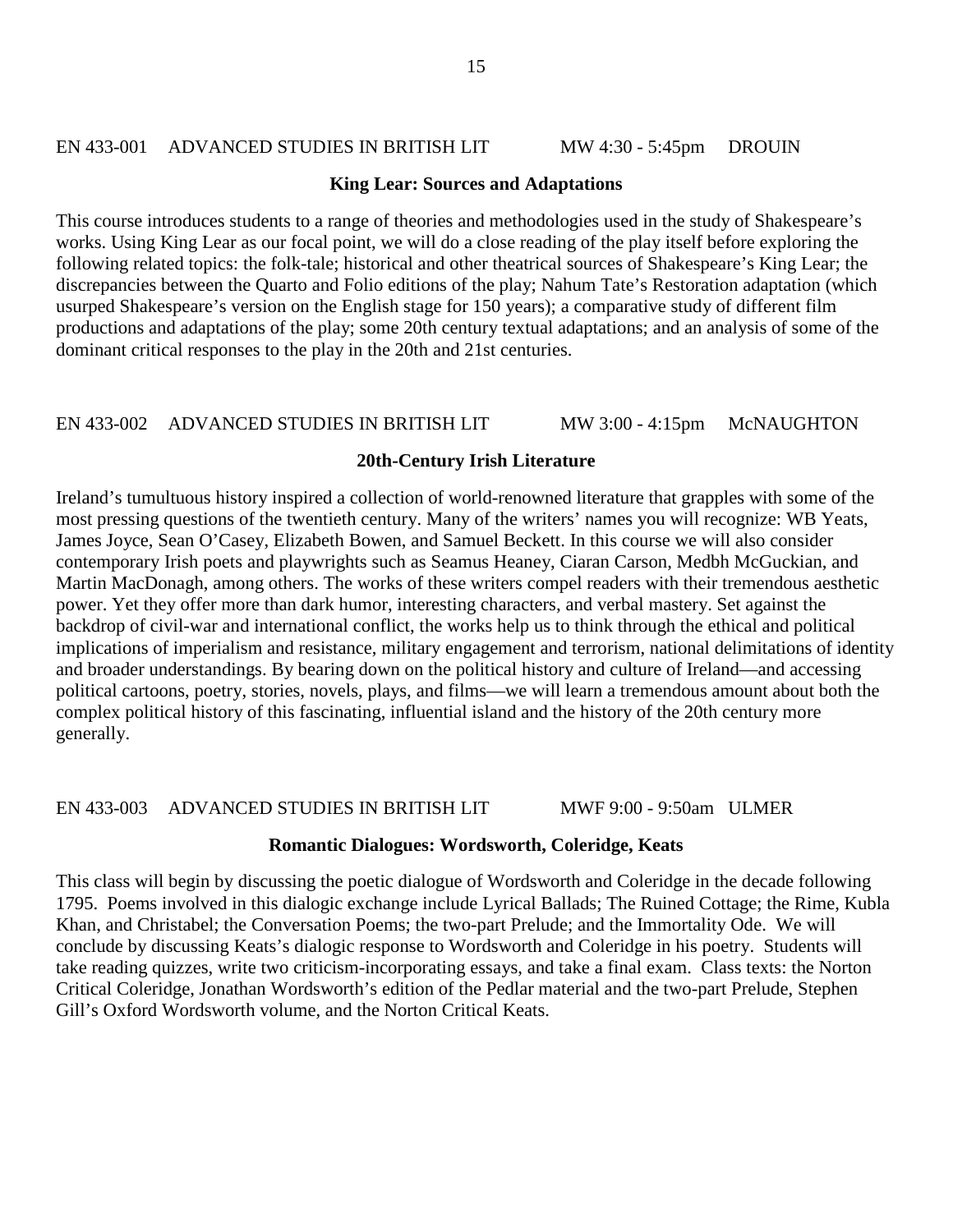EN 433-001 ADVANCED STUDIES IN BRITISH LIT MW 4:30 - 5:45pm DROUIN

**King Lear: Sources and Adaptations**

This course introduces students to a range of theories and methodologies used in the study of Shakespeare's works. Using King Lear as our focal point, we will do a close reading of the play itself before exploring the following related topics: the folk-tale; historical and other theatrical sources of Shakespeare's King Lear; the discrepancies between the Quarto and Folio editions of the play; Nahum Tate's Restoration adaptation (which usurped Shakespeare's version on the English stage for 150 years); a comparative study of different film productions and adaptations of the play; some 20th century textual adaptations; and an analysis of some of the dominant critical responses to the play in the 20th and 21st centuries.

EN 433-002 ADVANCED STUDIES IN BRITISH LIT MW 3:00 - 4:15pm McNAUGHTON

**20th-Century Irish Literature**

Ireland's tumultuous history inspired a collection of world-renowned literature that grapples with some of the most pressing questions of the twentieth century. Many of the writers' names you will recognize: WB Yeats, James Joyce, Sean O'Casey, Elizabeth Bowen, and Samuel Beckett. In this course we will also consider contemporary Irish poets and playwrights such as Seamus Heaney, Ciaran Carson, Medbh McGuckian, and Martin MacDonagh, among others. The works of these writers compel readers with their tremendous aesthetic power. Yet they offer more than dark humor, interesting characters, and verbal mastery. Set against the backdrop of civil-war and international conflict, the works help us to think through the ethical and political implications of imperialism and resistance, military engagement and terrorism, national delimitations of identity and broader understandings. By bearing down on the political history and culture of Ireland—and accessing political cartoons, poetry, stories, novels, plays, and films—we will learn a tremendous amount about both the complex political history of this fascinating, influential island and the history of the 20th century more generally.

EN 433-003 ADVANCED STUDIES IN BRITISH LIT MWF 9:00 - 9:50am ULMER

**Romantic Dialogues: Wordsworth, Coleridge, Keats**

This class will begin by discussing the poetic dialogue of Wordsworth and Coleridge in the decade following 1795. Poems involved in this dialogic exchange include Lyrical Ballads; The Ruined Cottage; the Rime, Kubla Khan, and Christabel; the Conversation Poems; the two-part Prelude; and the Immortality Ode. We will conclude by discussing Keats's dialogic response to Wordsworth and Coleridge in his poetry. Students will take reading quizzes, write two criticism-incorporating essays, and take a final exam. Class texts: the Norton Critical Coleridge, Jonathan Wordsworth's edition of the Pedlar material and the two-part Prelude, Stephen Gill's Oxford Wordsworth volume, and the Norton Critical Keats.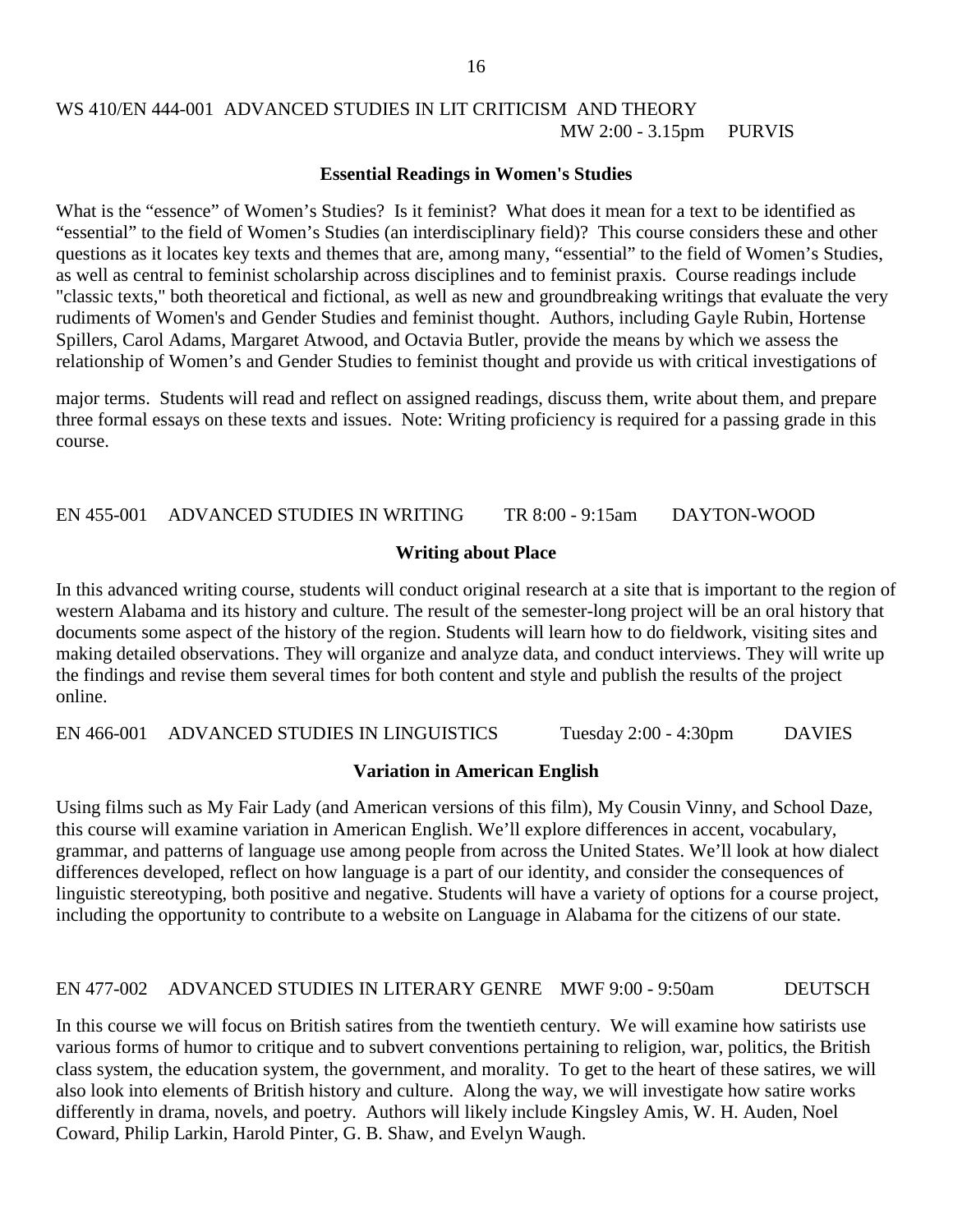## WS 410/EN 444-001 ADVANCED STUDIES IN LIT CRITICISM AND THEORY

MW 2:00 - 3.15pm PURVIS

**Essential Readings in Women's Studies**

What is the "essence" of Women's Studies? Is it feminist? What does it mean for a text to be identified as "essential" to the field of Women's Studies (an interdisciplinary field)? This course considers these and other questions as it locates key texts and themes that are, among many, "essential" to the field of Women's Studies, as well as central to feminist scholarship across disciplines and to feminist praxis. Course readings include "classic texts," both theoretical and fictional, as well as new and groundbreaking writings that evaluate the very rudiments of Women's and Gender Studies and feminist thought. Authors, including Gayle Rubin, Hortense Spillers, Carol Adams, Margaret Atwood, and Octavia Butler, provide the means by which we assess the relationship of Women's and Gender Studies to feminist thought and provide us with critical investigations of major terms. Students will read and reflect on assigned readings, discuss them, write about them, and prepare three formal essays on these texts and issues. Note: Writing proficiency is required for a passing grade in this course.

## EN 455-001 ADVANCED STUDIES IN WRITING TR 8:00 - 9:15am DAYTON-WOOD

**Writing about Place**

In this advanced writing course, students will conduct original research at a site that is important to the region of western Alabama and its history and culture. The result of the semester-long project will be an oral history that documents some aspect of the history of the region. Students will learn how to do fieldwork, visiting sites and making detailed observations. They will organize and analyze data, and conduct interviews. They will write up the findings and revise them several times for both content and style and publish the results of the project online.

## EN 466-001 ADVANCED STUDIES IN LINGUISTICS Tuesday 2:00 - 4:30pm DAVIES

**Variation in American English**

Using films such as My Fair Lady (and American versions of this film), My Cousin Vinny, and School Daze, this course will examine variation in American English. We'll explore differences in accent, vocabulary, grammar, and patterns of language use among people from across the United States. We'll look at how dialect differences developed, reflect on how language is a part of our identity, and consider the consequences of linguistic stereotyping, both positive and negative. Students will have a variety of options for a course project, including the opportunity to contribute to a website on Language in Alabama for the citizens of our state.

## EN 477-002 ADVANCED STUDIES IN LITERARY GENRE MWF 9:00 - 9:50am DEUTSCH

In this course we will focus on British satires from the twentieth century. We will examine how satirists use various forms of humor to critique and to subvert conventions pertaining to religion, war, politics, the British class system, the education system, the government, and morality. To get to the heart of these satires, we will also look into elements of British history and culture. Along the way, we will investigate how satire works differently in drama, novels, and poetry. Authors will likely include Kingsley Amis, W. H. Auden, Noel Coward, Philip Larkin, Harold Pinter, G. B. Shaw, and Evelyn Waugh.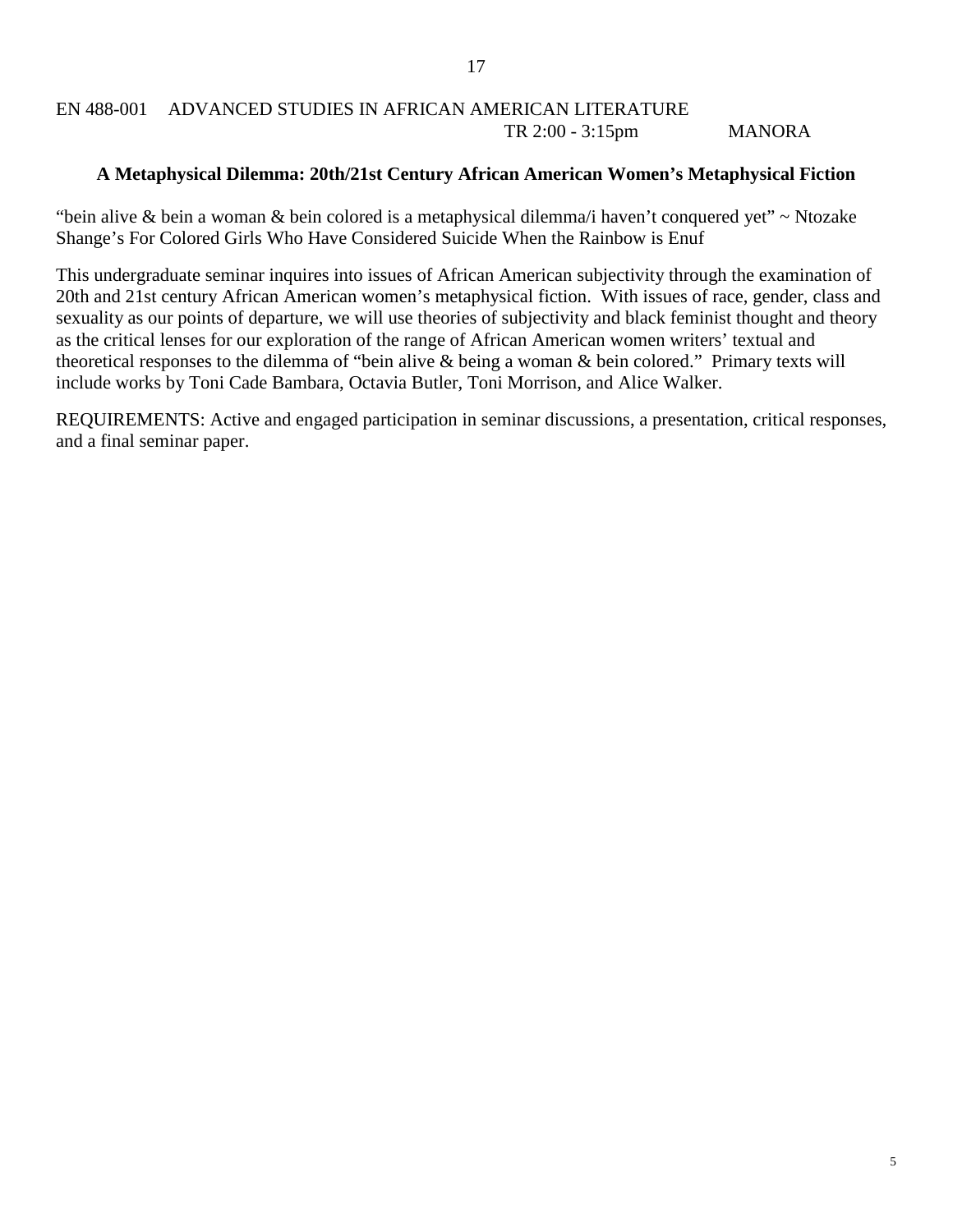EN 488-001 ADVANCED STUDIES IN AFRICAN AMERICAN LITERATURE
TR 2:00 - 3:15pm MANORA

**A Metaphysical Dilemma: 20th/21st Century African American Women's Metaphysical Fiction**

"bein alive & bein a woman & bein colored is a metaphysical dilemma/i haven't conquered yet" ~ Ntozake Shange's For Colored Girls Who Have Considered Suicide When the Rainbow is Enuf

This undergraduate seminar inquires into issues of African American subjectivity through the examination of 20th and 21st century African American women's metaphysical fiction. With issues of race, gender, class and sexuality as our points of departure, we will use theories of subjectivity and black feminist thought and theory as the critical lenses for our exploration of the range of African American women writers' textual and theoretical responses to the dilemma of "bein alive & being a woman & bein colored." Primary texts will include works by Toni Cade Bambara, Octavia Butler, Toni Morrison, and Alice Walker.

REQUIREMENTS: Active and engaged participation in seminar discussions, a presentation, critical responses, and a final seminar paper.